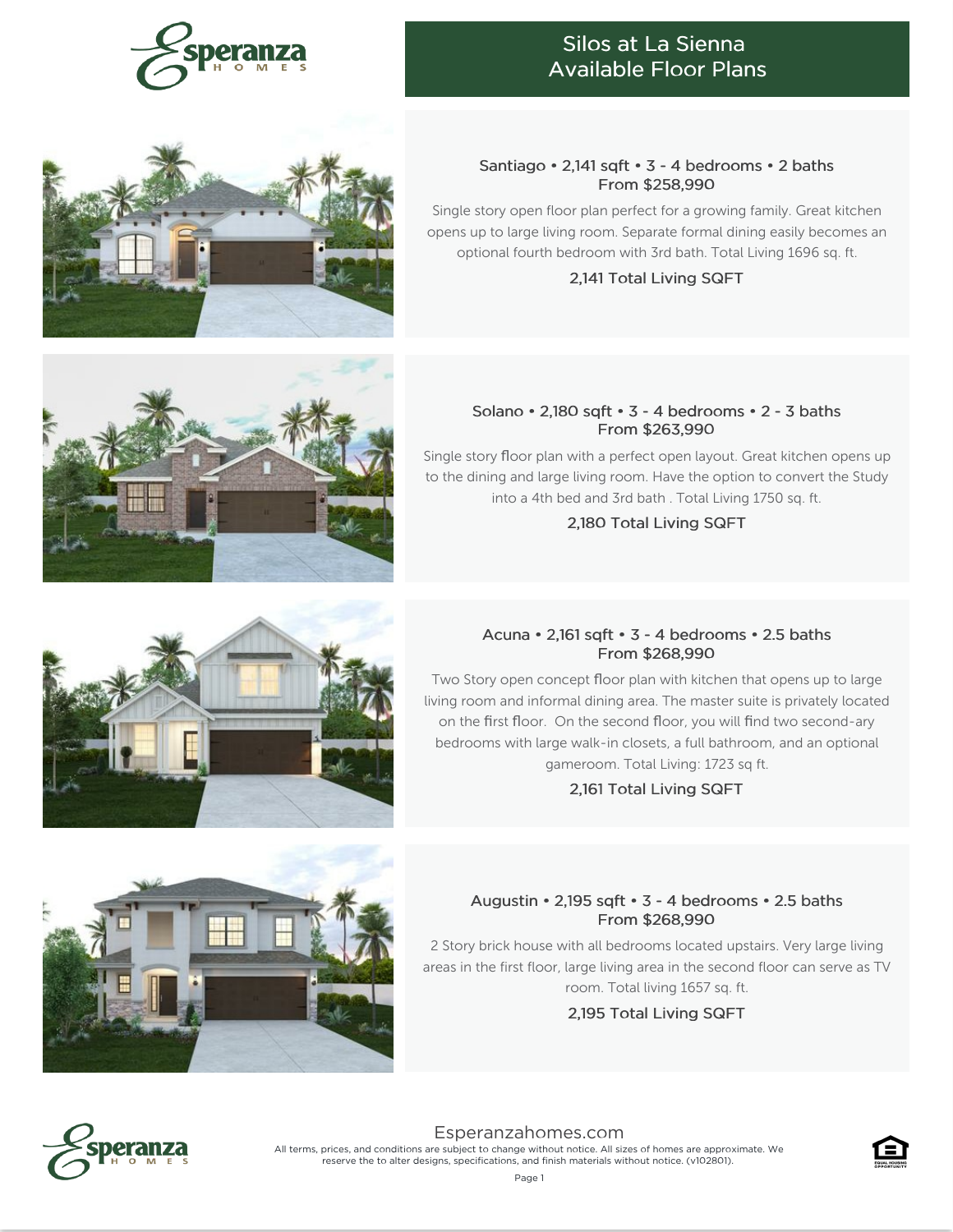# Silos at La Sienna
## Available Floor Plans

### Santiago • 2,141 sqft • 3 - 4 bedrooms • 2 baths
**From $258,990**

Single story open floor plan perfect for a growing family. Great kitchen opens up to large living room. Separate formal dining easily becomes an optional fourth bedroom with 3rd bath. Total Living 1696 sq. ft.

**2,141 Total Living SQFT**

### Solano • 2,180 sqft • 3 - 4 bedrooms • 2 - 3 baths
**From $263,990**

Single story floor plan with a perfect open layout. Great kitchen opens up to the dining and large living room. Have the option to convert the Study into a 4th bed and 3rd bath . Total Living 1750 sq. ft.

**2,180 Total Living SQFT**

### Acuna • 2,161 sqft • 3 - 4 bedrooms • 2.5 baths
**From $268,990**

Two Story open concept floor plan with kitchen that opens up to large living room and informal dining area. The master suite is privately located on the first floor. On the second floor, you will find two second-ary bedrooms with large walk-in closets, a full bathroom, and an optional gameroom. Total Living: 1723 sq ft.

**2,161 Total Living SQFT**

### Augustin • 2,195 sqft • 3 - 4 bedrooms • 2.5 baths
**From $268,990**

2 Story brick house with all bedrooms located upstairs. Very large living areas in the first floor, large living area in the second floor can serve as TV room. Total living 1657 sq. ft.

**2,195 Total Living SQFT**

Esperanzahomes.com

All terms, prices, and conditions are subject to change without notice. All sizes of homes are approximate. We reserve the to alter designs, specifications, and finish materials without notice. (v102801).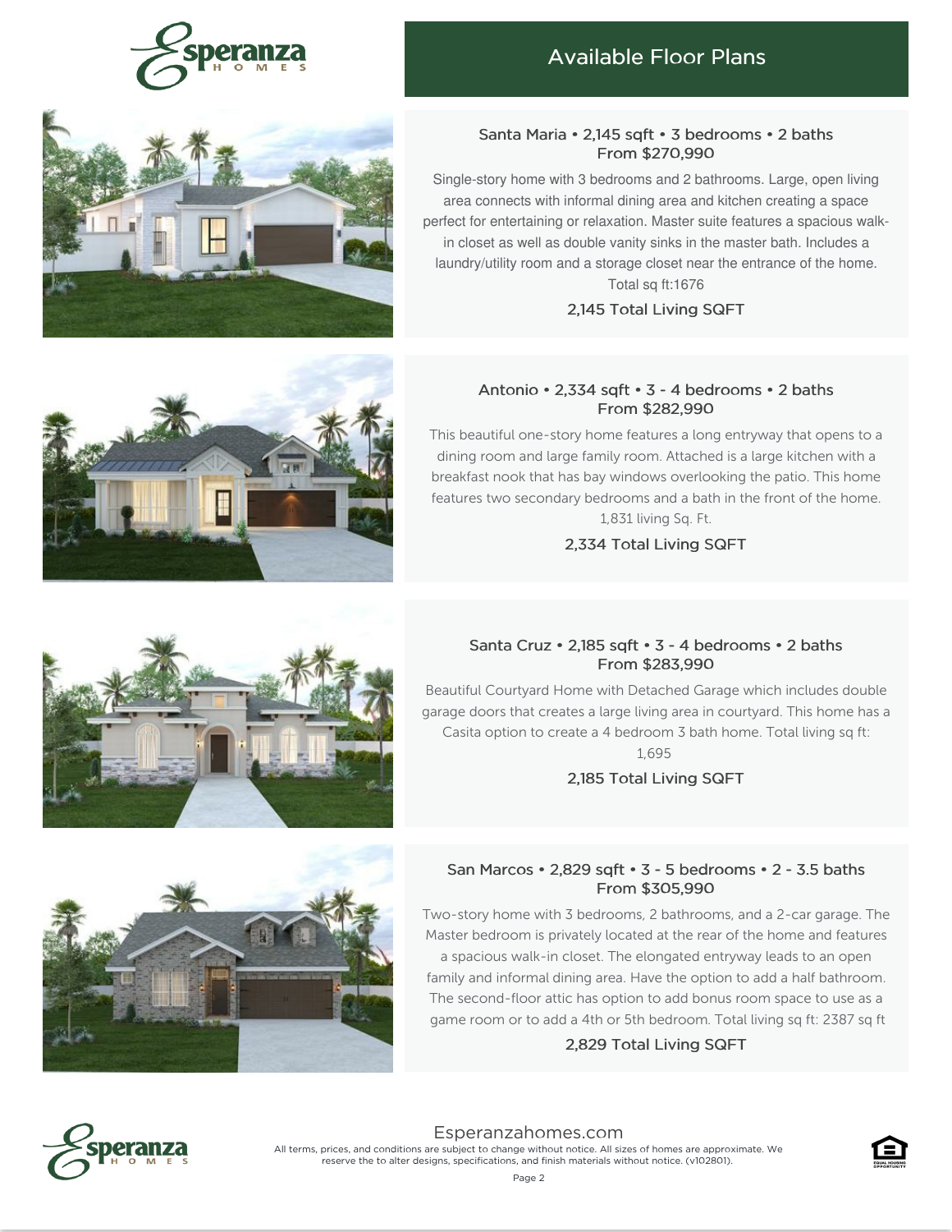# Available Floor Plans

### Santa Maria • 2,145 sqft • 3 bedrooms • 2 baths
**From $270,990**

Single-story home with 3 bedrooms and 2 bathrooms. Large, open living area connects with informal dining area and kitchen creating a space perfect for entertaining or relaxation. Master suite features a spacious walk-in closet as well as double vanity sinks in the master bath. Includes a laundry/utility room and a storage closet near the entrance of the home. Total sq ft:1676

**2,145 Total Living SQFT**

### Antonio • 2,334 sqft • 3 - 4 bedrooms • 2 baths
**From $282,990**

This beautiful one-story home features a long entryway that opens to a dining room and large family room. Attached is a large kitchen with a breakfast nook that has bay windows overlooking the patio. This home features two secondary bedrooms and a bath in the front of the home. 1,831 living Sq. Ft.

**2,334 Total Living SQFT**

### Santa Cruz • 2,185 sqft • 3 - 4 bedrooms • 2 baths
**From $283,990**

Beautiful Courtyard Home with Detached Garage which includes double garage doors that creates a large living area in courtyard. This home has a Casita option to create a 4 bedroom 3 bath home. Total living sq ft: 1,695

**2,185 Total Living SQFT**

### San Marcos • 2,829 sqft • 3 - 5 bedrooms • 2 - 3.5 baths
**From $305,990**

Two-story home with 3 bedrooms, 2 bathrooms, and a 2-car garage. The Master bedroom is privately located at the rear of the home and features a spacious walk-in closet. The elongated entryway leads to an open family and informal dining area. Have the option to add a half bathroom. The second-floor attic has option to add bonus room space to use as a game room or to add a 4th or 5th bedroom. Total living sq ft: 2387 sq ft

**2,829 Total Living SQFT**

Esperanzahomes.com

All terms, prices, and conditions are subject to change without notice. All sizes of homes are approximate. We reserve the to alter designs, specifications, and finish materials without notice. (v102801).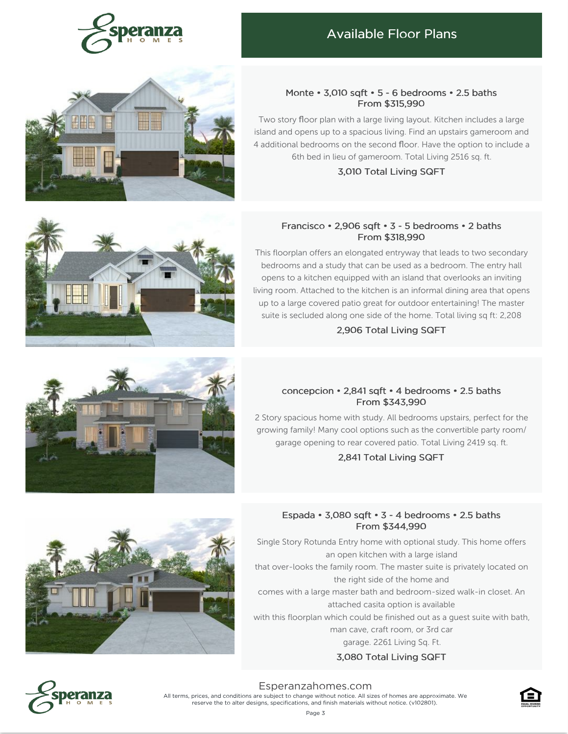## Available Floor Plans

### Monte • 3,010 sqft • 5 - 6 bedrooms • 2.5 baths
**From $315,990**

Two story floor plan with a large living layout. Kitchen includes a large island and opens up to a spacious living. Find an upstairs gameroom and 4 additional bedrooms on the second floor. Have the option to include a 6th bed in lieu of gameroom. Total Living 2516 sq. ft.

**3,010 Total Living SQFT**

### Francisco • 2,906 sqft • 3 - 5 bedrooms • 2 baths
**From $318,990**

This floorplan offers an elongated entryway that leads to two secondary bedrooms and a study that can be used as a bedroom. The entry hall opens to a kitchen equipped with an island that overlooks an inviting living room. Attached to the kitchen is an informal dining area that opens up to a large covered patio great for outdoor entertaining! The master suite is secluded along one side of the home. Total living sq ft: 2,208

**2,906 Total Living SQFT**

### concepcion • 2,841 sqft • 4 bedrooms • 2.5 baths
**From $343,990**

2 Story spacious home with study. All bedrooms upstairs, perfect for the growing family! Many cool options such as the convertible party room/ garage opening to rear covered patio. Total Living 2419 sq. ft.

**2,841 Total Living SQFT**

### Espada • 3,080 sqft • 3 - 4 bedrooms • 2.5 baths
**From $344,990**

Single Story Rotunda Entry home with optional study. This home offers an open kitchen with a large island that over-looks the family room. The master suite is privately located on the right side of the home and comes with a large master bath and bedroom-sized walk-in closet. An attached casita option is available with this floorplan which could be finished out as a guest suite with bath, man cave, craft room, or 3rd car garage. 2261 Living Sq. Ft.

**3,080 Total Living SQFT**

Esperanzahomes.com

All terms, prices, and conditions are subject to change without notice. All sizes of homes are approximate. We reserve the to alter designs, specifications, and finish materials without notice. (v102801).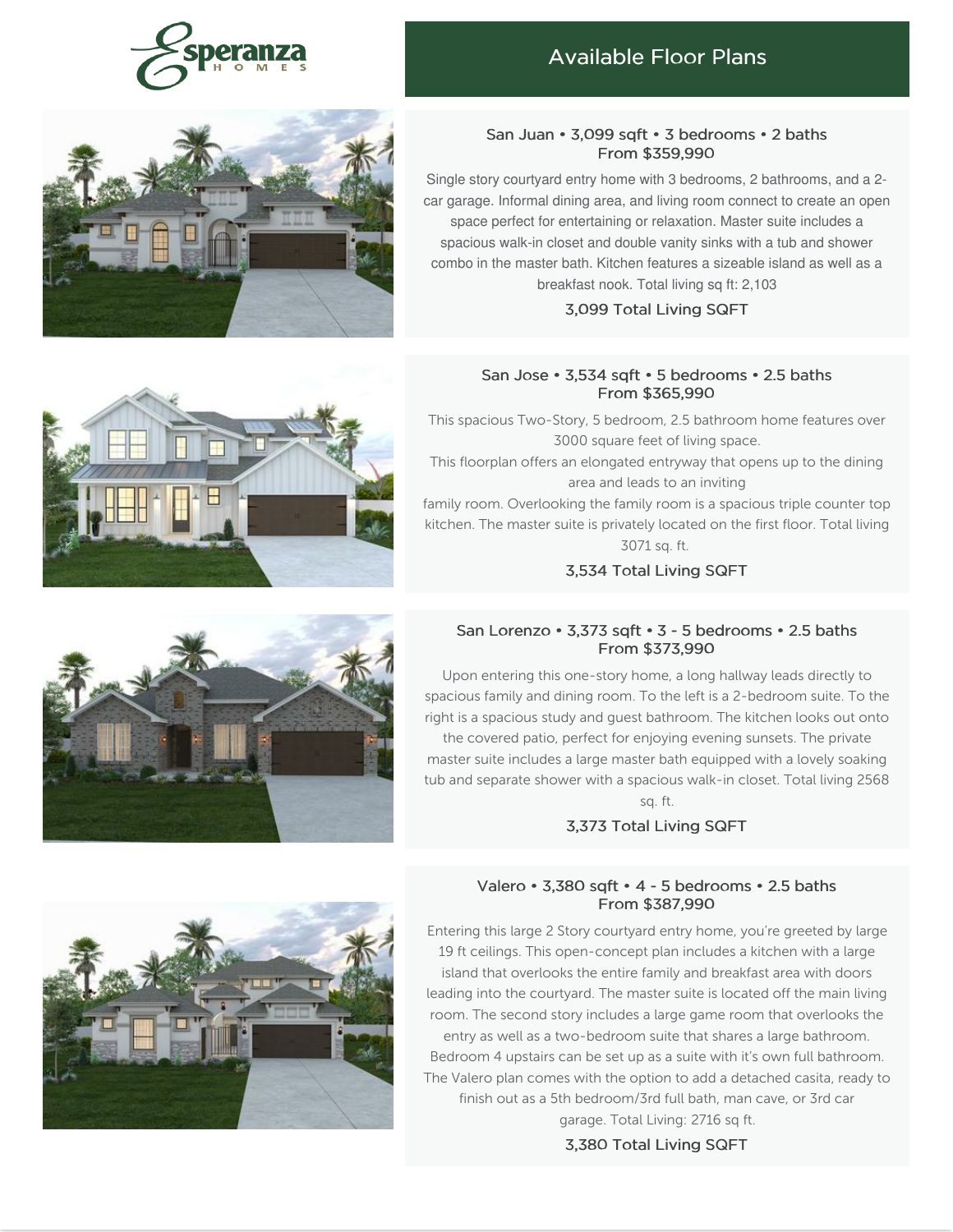Esperanza HOMES

# Available Floor Plans

### San Juan • 3,099 sqft • 3 bedrooms • 2 baths
**From $359,990**

Single story courtyard entry home with 3 bedrooms, 2 bathrooms, and a 2-car garage. Informal dining area, and living room connect to create an open space perfect for entertaining or relaxation. Master suite includes a spacious walk-in closet and double vanity sinks with a tub and shower combo in the master bath. Kitchen features a sizeable island as well as a breakfast nook. Total living sq ft: 2,103

3,099 Total Living SQFT

### San Jose • 3,534 sqft • 5 bedrooms • 2.5 baths
**From $365,990**

This spacious Two-Story, 5 bedroom, 2.5 bathroom home features over 3000 square feet of living space.
This floorplan offers an elongated entryway that opens up to the dining area and leads to an inviting family room. Overlooking the family room is a spacious triple counter top kitchen. The master suite is privately located on the first floor. Total living 3071 sq. ft.

3,534 Total Living SQFT

### San Lorenzo • 3,373 sqft • 3 - 5 bedrooms • 2.5 baths
**From $373,990**

Upon entering this one-story home, a long hallway leads directly to spacious family and dining room. To the left is a 2-bedroom suite. To the right is a spacious study and guest bathroom. The kitchen looks out onto the covered patio, perfect for enjoying evening sunsets. The private master suite includes a large master bath equipped with a lovely soaking tub and separate shower with a spacious walk-in closet. Total living 2568 sq. ft.

3,373 Total Living SQFT

### Valero • 3,380 sqft • 4 - 5 bedrooms • 2.5 baths
**From $387,990**

Entering this large 2 Story courtyard entry home, you're greeted by large 19 ft ceilings. This open-concept plan includes a kitchen with a large island that overlooks the entire family and breakfast area with doors leading into the courtyard. The master suite is located off the main living room. The second story includes a large game room that overlooks the entry as well as a two-bedroom suite that shares a large bathroom. Bedroom 4 upstairs can be set up as a suite with it's own full bathroom. The Valero plan comes with the option to add a detached casita, ready to finish out as a 5th bedroom/3rd full bath, man cave, or 3rd car garage. Total Living: 2716 sq ft.

3,380 Total Living SQFT